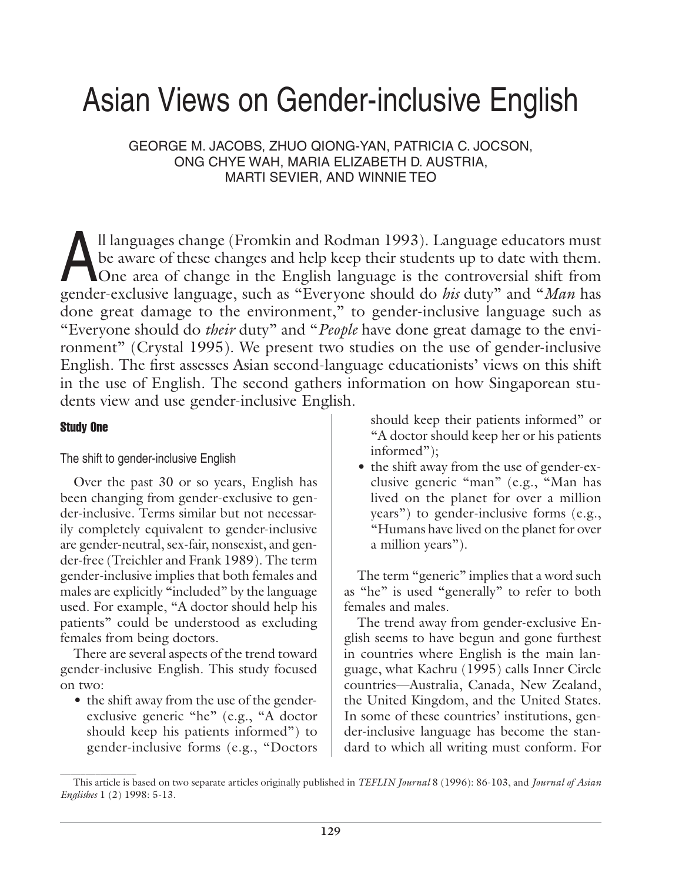# Asian Views on Gender-inclusive English

GEORGE M. JACOBS, ZHUO QIONG-YAN, PATRICIA C. JOCSON, ONG CHYE WAH, MARIA ELIZABETH D. AUSTRIA, MARTI SEVIER, AND WINNIE TEO

All languages change (Fromkin and Rodman 1993). Language educators must be aware of these changes and help keep their students up to date with them. One area of change in the English language is the controversial shift from gender-exclusive language, such as "Everyone should do *his* duty" and "*Man* has done great damage to the environment," to gender-inclusive language such as "Everyone should do *their* duty" and "*People* have done great damage to the environment" (Crystal 1995). We present two studies on the use of gender-inclusive English. The first assesses Asian second-language educationists' views on this shift in the use of English. The second gathers information on how Singaporean students view and use gender-inclusive English.

## Study One

### The shift to gender-inclusive English

Over the past 30 or so years, English has been changing from gender-exclusive to gender-inclusive. Terms similar but not necessarily completely equivalent to gender-inclusive are gender-neutral, sex-fair, nonsexist, and gender-free (Treichler and Frank 1989). The term gender-inclusive implies that both females and males are explicitly "included" by the language used. For example, "A doctor should help his patients" could be understood as excluding females from being doctors.

There are several aspects of the trend toward gender-inclusive English. This study focused on two:

- the shift away from the use of the gender-exclusive generic "he" (e.g., "A doctor should keep his patients informed") to gender-inclusive forms (e.g., "Doctors should keep their patients informed" or "A doctor should keep her or his patients informed");
- the shift away from the use of gender-exclusive generic "man" (e.g., "Man has lived on the planet for over a million years") to gender-inclusive forms (e.g., "Humans have lived on the planet for over a million years").

The term "generic" implies that a word such as "he" is used "generally" to refer to both females and males.

The trend away from gender-exclusive English seems to have begun and gone furthest in countries where English is the main language, what Kachru (1995) calls Inner Circle countries—Australia, Canada, New Zealand, the United Kingdom, and the United States. In some of these countries' institutions, gender-inclusive language has become the standard to which all writing must conform. For

---

This article is based on two separate articles originally published in *TEFLIN Journal* 8 (1996): 86-103, and *Journal of Asian Englishes* 1 (2) 1998: 5-13.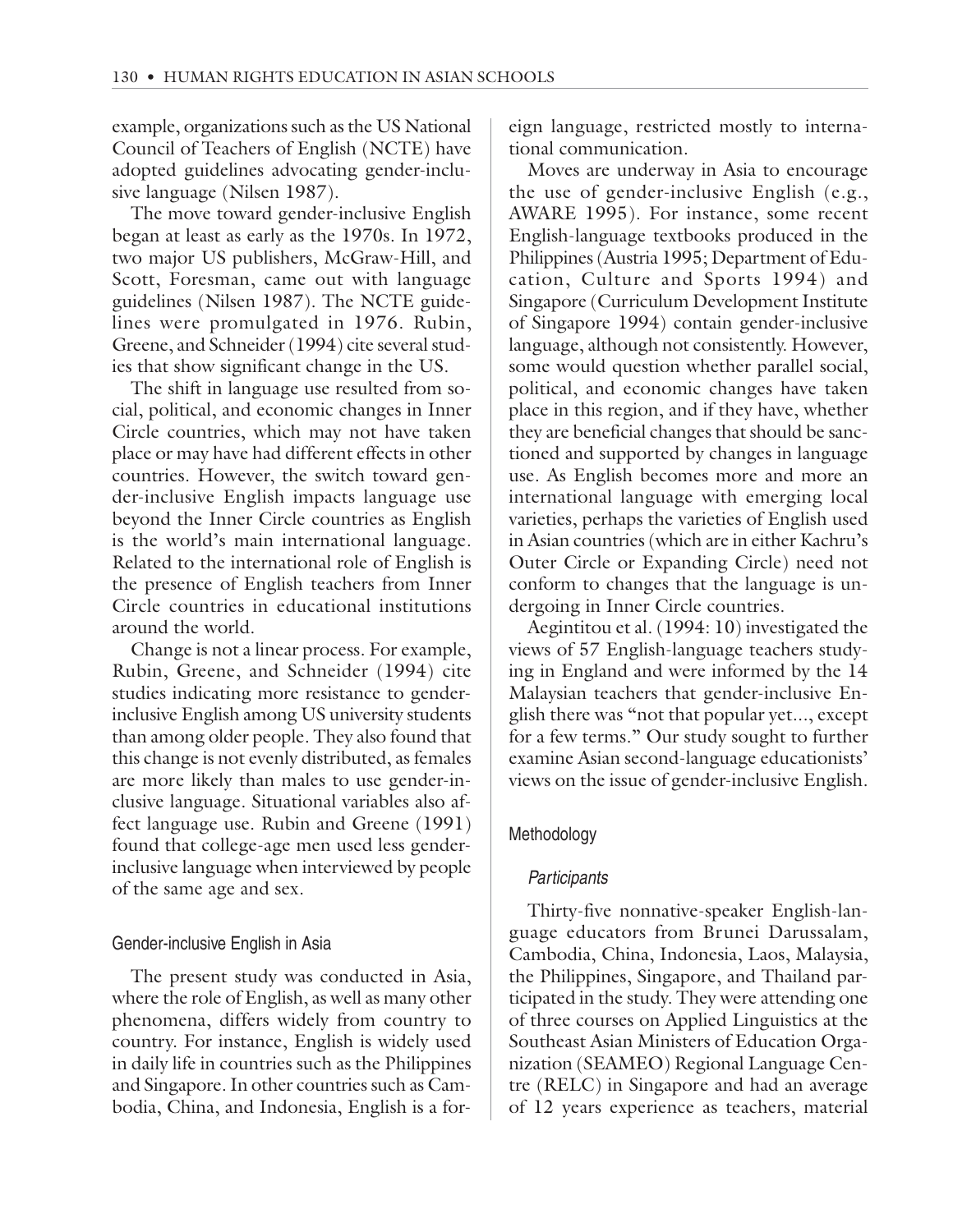example, organizations such as the US National Council of Teachers of English (NCTE) have adopted guidelines advocating gender-inclusive language (Nilsen 1987).

The move toward gender-inclusive English began at least as early as the 1970s. In 1972, two major US publishers, McGraw-Hill, and Scott, Foresman, came out with language guidelines (Nilsen 1987). The NCTE guidelines were promulgated in 1976. Rubin, Greene, and Schneider (1994) cite several studies that show significant change in the US.

The shift in language use resulted from social, political, and economic changes in Inner Circle countries, which may not have taken place or may have had different effects in other countries. However, the switch toward gender-inclusive English impacts language use beyond the Inner Circle countries as English is the world's main international language. Related to the international role of English is the presence of English teachers from Inner Circle countries in educational institutions around the world.

Change is not a linear process. For example, Rubin, Greene, and Schneider (1994) cite studies indicating more resistance to gender-inclusive English among US university students than among older people. They also found that this change is not evenly distributed, as females are more likely than males to use gender-inclusive language. Situational variables also affect language use. Rubin and Greene (1991) found that college-age men used less gender-inclusive language when interviewed by people of the same age and sex.

## Gender-inclusive English in Asia

The present study was conducted in Asia, where the role of English, as well as many other phenomena, differs widely from country to country. For instance, English is widely used in daily life in countries such as the Philippines and Singapore. In other countries such as Cambodia, China, and Indonesia, English is a foreign language, restricted mostly to international communication.

Moves are underway in Asia to encourage the use of gender-inclusive English (e.g., AWARE 1995). For instance, some recent English-language textbooks produced in the Philippines (Austria 1995; Department of Education, Culture and Sports 1994) and Singapore (Curriculum Development Institute of Singapore 1994) contain gender-inclusive language, although not consistently. However, some would question whether parallel social, political, and economic changes have taken place in this region, and if they have, whether they are beneficial changes that should be sanctioned and supported by changes in language use. As English becomes more and more an international language with emerging local varieties, perhaps the varieties of English used in Asian countries (which are in either Kachru's Outer Circle or Expanding Circle) need not conform to changes that the language is undergoing in Inner Circle countries.

Aegintitou et al. (1994: 10) investigated the views of 57 English-language teachers studying in England and were informed by the 14 Malaysian teachers that gender-inclusive English there was "not that popular yet..., except for a few terms." Our study sought to further examine Asian second-language educationists' views on the issue of gender-inclusive English.

## Methodology

### *Participants*

Thirty-five nonnative-speaker English-language educators from Brunei Darussalam, Cambodia, China, Indonesia, Laos, Malaysia, the Philippines, Singapore, and Thailand participated in the study. They were attending one of three courses on Applied Linguistics at the Southeast Asian Ministers of Education Organization (SEAMEO) Regional Language Centre (RELC) in Singapore and had an average of 12 years experience as teachers, material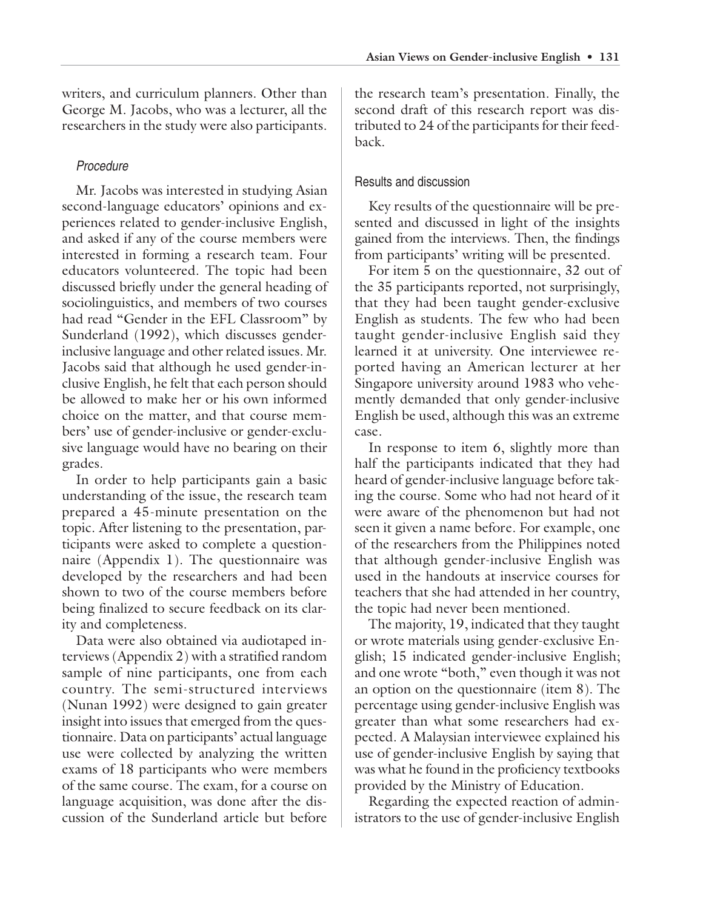writers, and curriculum planners. Other than George M. Jacobs, who was a lecturer, all the researchers in the study were also participants.

### *Procedure*

Mr. Jacobs was interested in studying Asian second-language educators' opinions and experiences related to gender-inclusive English, and asked if any of the course members were interested in forming a research team. Four educators volunteered. The topic had been discussed briefly under the general heading of sociolinguistics, and members of two courses had read "Gender in the EFL Classroom" by Sunderland (1992), which discusses gender-inclusive language and other related issues. Mr. Jacobs said that although he used gender-inclusive English, he felt that each person should be allowed to make her or his own informed choice on the matter, and that course members' use of gender-inclusive or gender-exclusive language would have no bearing on their grades.

In order to help participants gain a basic understanding of the issue, the research team prepared a 45-minute presentation on the topic. After listening to the presentation, participants were asked to complete a questionnaire (Appendix 1). The questionnaire was developed by the researchers and had been shown to two of the course members before being finalized to secure feedback on its clarity and completeness.

Data were also obtained via audiotaped interviews (Appendix 2) with a stratified random sample of nine participants, one from each country. The semi-structured interviews (Nunan 1992) were designed to gain greater insight into issues that emerged from the questionnaire. Data on participants' actual language use were collected by analyzing the written exams of 18 participants who were members of the same course. The exam, for a course on language acquisition, was done after the discussion of the Sunderland article but before the research team's presentation. Finally, the second draft of this research report was distributed to 24 of the participants for their feedback.

## Results and discussion

Key results of the questionnaire will be presented and discussed in light of the insights gained from the interviews. Then, the findings from participants' writing will be presented.

For item 5 on the questionnaire, 32 out of the 35 participants reported, not surprisingly, that they had been taught gender-exclusive English as students. The few who had been taught gender-inclusive English said they learned it at university. One interviewee reported having an American lecturer at her Singapore university around 1983 who vehemently demanded that only gender-inclusive English be used, although this was an extreme case.

In response to item 6, slightly more than half the participants indicated that they had heard of gender-inclusive language before taking the course. Some who had not heard of it were aware of the phenomenon but had not seen it given a name before. For example, one of the researchers from the Philippines noted that although gender-inclusive English was used in the handouts at inservice courses for teachers that she had attended in her country, the topic had never been mentioned.

The majority, 19, indicated that they taught or wrote materials using gender-exclusive English; 15 indicated gender-inclusive English; and one wrote "both," even though it was not an option on the questionnaire (item 8). The percentage using gender-inclusive English was greater than what some researchers had expected. A Malaysian interviewee explained his use of gender-inclusive English by saying that was what he found in the proficiency textbooks provided by the Ministry of Education.

Regarding the expected reaction of administrators to the use of gender-inclusive English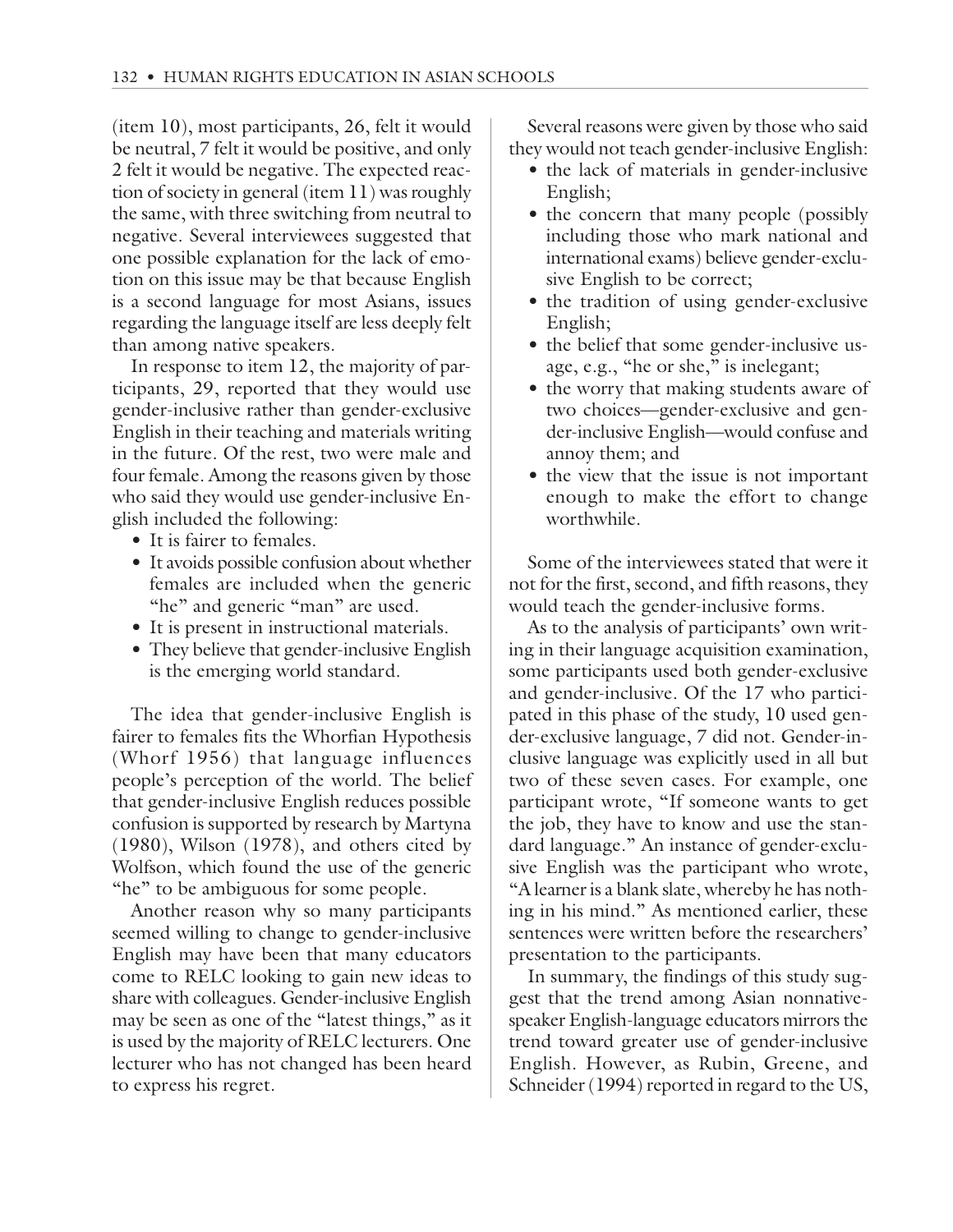(item 10), most participants, 26, felt it would be neutral, 7 felt it would be positive, and only 2 felt it would be negative. The expected reaction of society in general (item 11) was roughly the same, with three switching from neutral to negative. Several interviewees suggested that one possible explanation for the lack of emotion on this issue may be that because English is a second language for most Asians, issues regarding the language itself are less deeply felt than among native speakers.

In response to item 12, the majority of participants, 29, reported that they would use gender-inclusive rather than gender-exclusive English in their teaching and materials writing in the future. Of the rest, two were male and four female. Among the reasons given by those who said they would use gender-inclusive English included the following:

- It is fairer to females.
- It avoids possible confusion about whether females are included when the generic "he" and generic "man" are used.
- It is present in instructional materials.
- They believe that gender-inclusive English is the emerging world standard.

The idea that gender-inclusive English is fairer to females fits the Whorfian Hypothesis (Whorf 1956) that language influences people's perception of the world. The belief that gender-inclusive English reduces possible confusion is supported by research by Martyna (1980), Wilson (1978), and others cited by Wolfson, which found the use of the generic "he" to be ambiguous for some people.

Another reason why so many participants seemed willing to change to gender-inclusive English may have been that many educators come to RELC looking to gain new ideas to share with colleagues. Gender-inclusive English may be seen as one of the "latest things," as it is used by the majority of RELC lecturers. One lecturer who has not changed has been heard to express his regret.

Several reasons were given by those who said they would not teach gender-inclusive English:

- the lack of materials in gender-inclusive English;
- the concern that many people (possibly including those who mark national and international exams) believe gender-exclusive English to be correct;
- the tradition of using gender-exclusive English;
- the belief that some gender-inclusive usage, e.g., "he or she," is inelegant;
- the worry that making students aware of two choices—gender-exclusive and gender-inclusive English—would confuse and annoy them; and
- the view that the issue is not important enough to make the effort to change worthwhile.

Some of the interviewees stated that were it not for the first, second, and fifth reasons, they would teach the gender-inclusive forms.

As to the analysis of participants' own writing in their language acquisition examination, some participants used both gender-exclusive and gender-inclusive. Of the 17 who participated in this phase of the study, 10 used gender-exclusive language, 7 did not. Gender-inclusive language was explicitly used in all but two of these seven cases. For example, one participant wrote, "If someone wants to get the job, they have to know and use the standard language." An instance of gender-exclusive English was the participant who wrote, "A learner is a blank slate, whereby he has nothing in his mind." As mentioned earlier, these sentences were written before the researchers' presentation to the participants.

In summary, the findings of this study suggest that the trend among Asian nonnative-speaker English-language educators mirrors the trend toward greater use of gender-inclusive English. However, as Rubin, Greene, and Schneider (1994) reported in regard to the US,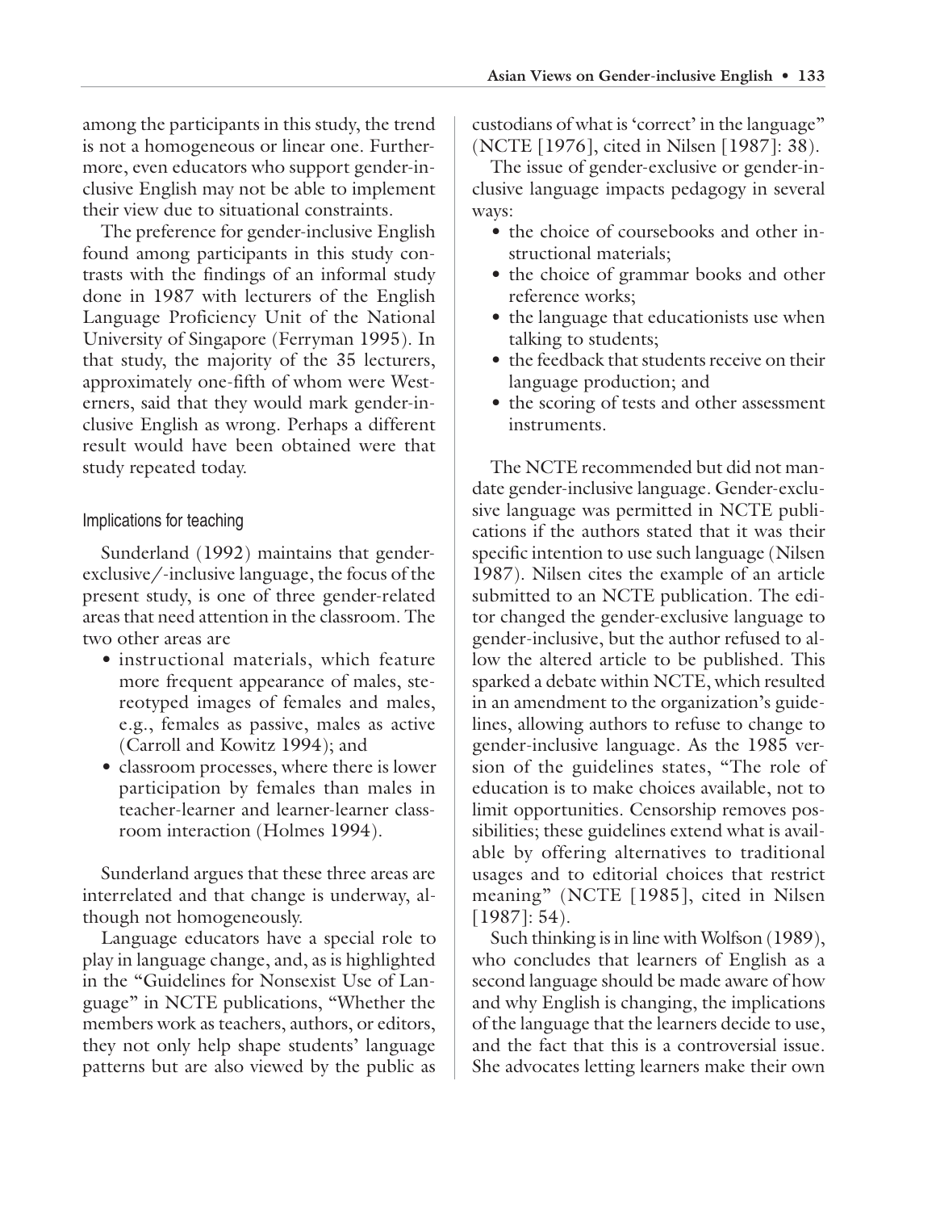among the participants in this study, the trend is not a homogeneous or linear one. Furthermore, even educators who support gender-inclusive English may not be able to implement their view due to situational constraints.

The preference for gender-inclusive English found among participants in this study contrasts with the findings of an informal study done in 1987 with lecturers of the English Language Proficiency Unit of the National University of Singapore (Ferryman 1995). In that study, the majority of the 35 lecturers, approximately one-fifth of whom were Westerners, said that they would mark gender-inclusive English as wrong. Perhaps a different result would have been obtained were that study repeated today.

## Implications for teaching

Sunderland (1992) maintains that gender-exclusive/-inclusive language, the focus of the present study, is one of three gender-related areas that need attention in the classroom. The two other areas are

- instructional materials, which feature more frequent appearance of males, stereotyped images of females and males, e.g., females as passive, males as active (Carroll and Kowitz 1994); and
- classroom processes, where there is lower participation by females than males in teacher-learner and learner-learner classroom interaction (Holmes 1994).

Sunderland argues that these three areas are interrelated and that change is underway, although not homogeneously.

Language educators have a special role to play in language change, and, as is highlighted in the "Guidelines for Nonsexist Use of Language" in NCTE publications, "Whether the members work as teachers, authors, or editors, they not only help shape students' language patterns but are also viewed by the public as custodians of what is 'correct' in the language" (NCTE [1976], cited in Nilsen [1987]: 38).

The issue of gender-exclusive or gender-inclusive language impacts pedagogy in several ways:

- the choice of coursebooks and other instructional materials;
- the choice of grammar books and other reference works;
- the language that educationists use when talking to students;
- the feedback that students receive on their language production; and
- the scoring of tests and other assessment instruments.

The NCTE recommended but did not mandate gender-inclusive language. Gender-exclusive language was permitted in NCTE publications if the authors stated that it was their specific intention to use such language (Nilsen 1987). Nilsen cites the example of an article submitted to an NCTE publication. The editor changed the gender-exclusive language to gender-inclusive, but the author refused to allow the altered article to be published. This sparked a debate within NCTE, which resulted in an amendment to the organization's guidelines, allowing authors to refuse to change to gender-inclusive language. As the 1985 version of the guidelines states, "The role of education is to make choices available, not to limit opportunities. Censorship removes possibilities; these guidelines extend what is available by offering alternatives to traditional usages and to editorial choices that restrict meaning" (NCTE [1985], cited in Nilsen [1987]: 54).

Such thinking is in line with Wolfson (1989), who concludes that learners of English as a second language should be made aware of how and why English is changing, the implications of the language that the learners decide to use, and the fact that this is a controversial issue. She advocates letting learners make their own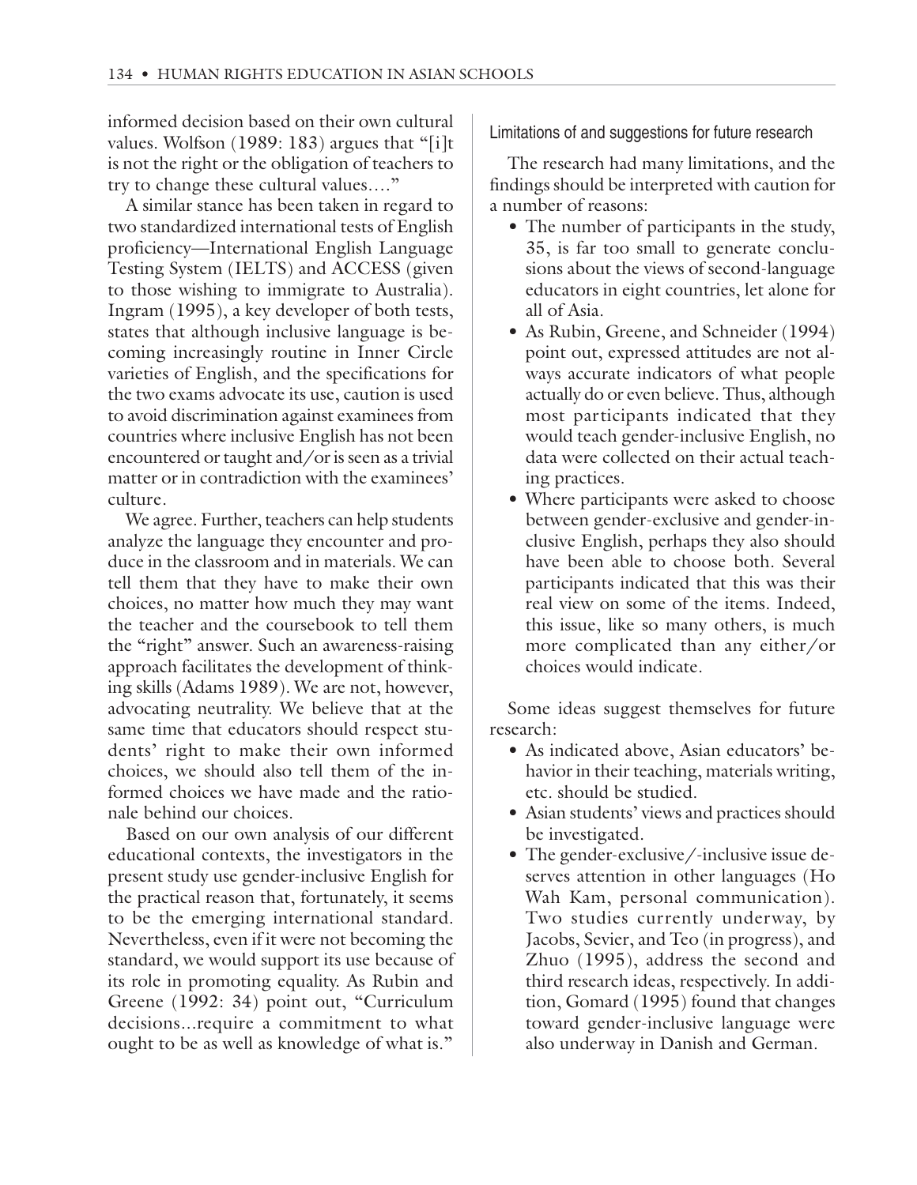informed decision based on their own cultural values. Wolfson (1989: 183) argues that "[i]t is not the right or the obligation of teachers to try to change these cultural values...."

A similar stance has been taken in regard to two standardized international tests of English proficiency—International English Language Testing System (IELTS) and ACCESS (given to those wishing to immigrate to Australia). Ingram (1995), a key developer of both tests, states that although inclusive language is becoming increasingly routine in Inner Circle varieties of English, and the specifications for the two exams advocate its use, caution is used to avoid discrimination against examinees from countries where inclusive English has not been encountered or taught and/or is seen as a trivial matter or in contradiction with the examinees' culture.

We agree. Further, teachers can help students analyze the language they encounter and produce in the classroom and in materials. We can tell them that they have to make their own choices, no matter how much they may want the teacher and the coursebook to tell them the "right" answer. Such an awareness-raising approach facilitates the development of thinking skills (Adams 1989). We are not, however, advocating neutrality. We believe that at the same time that educators should respect students' right to make their own informed choices, we should also tell them of the informed choices we have made and the rationale behind our choices.

Based on our own analysis of our different educational contexts, the investigators in the present study use gender-inclusive English for the practical reason that, fortunately, it seems to be the emerging international standard. Nevertheless, even if it were not becoming the standard, we would support its use because of its role in promoting equality. As Rubin and Greene (1992: 34) point out, "Curriculum decisions...require a commitment to what ought to be as well as knowledge of what is."

### Limitations of and suggestions for future research

The research had many limitations, and the findings should be interpreted with caution for a number of reasons:

- The number of participants in the study, 35, is far too small to generate conclusions about the views of second-language educators in eight countries, let alone for all of Asia.
- As Rubin, Greene, and Schneider (1994) point out, expressed attitudes are not always accurate indicators of what people actually do or even believe. Thus, although most participants indicated that they would teach gender-inclusive English, no data were collected on their actual teaching practices.
- Where participants were asked to choose between gender-exclusive and gender-inclusive English, perhaps they also should have been able to choose both. Several participants indicated that this was their real view on some of the items. Indeed, this issue, like so many others, is much more complicated than any either/or choices would indicate.

Some ideas suggest themselves for future research:

- As indicated above, Asian educators' behavior in their teaching, materials writing, etc. should be studied.
- Asian students' views and practices should be investigated.
- The gender-exclusive/-inclusive issue deserves attention in other languages (Ho Wah Kam, personal communication). Two studies currently underway, by Jacobs, Sevier, and Teo (in progress), and Zhuo (1995), address the second and third research ideas, respectively. In addition, Gomard (1995) found that changes toward gender-inclusive language were also underway in Danish and German.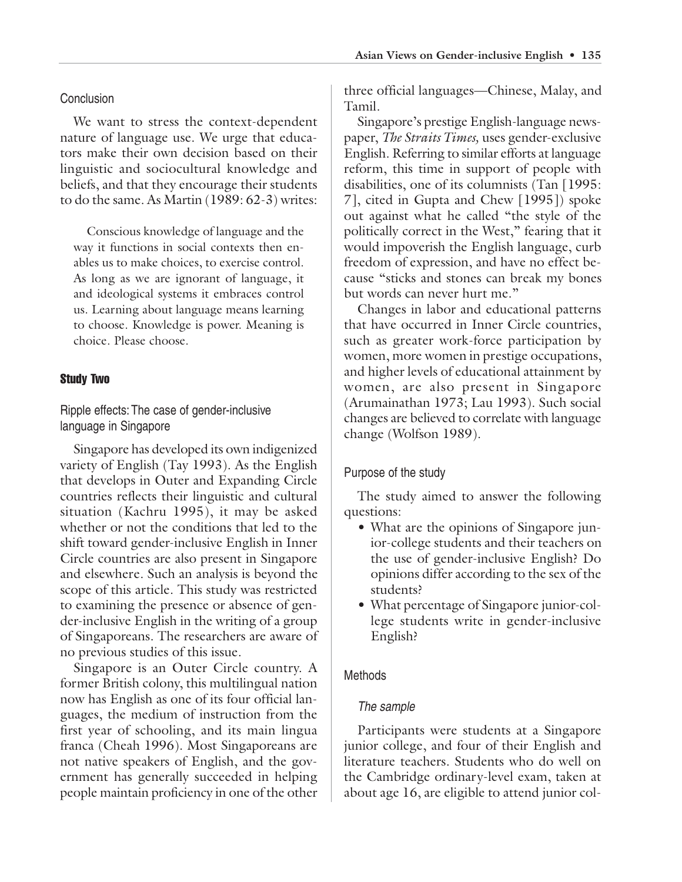### Conclusion

We want to stress the context-dependent nature of language use. We urge that educators make their own decision based on their linguistic and sociocultural knowledge and beliefs, and that they encourage their students to do the same. As Martin (1989: 62-3) writes:

> Conscious knowledge of language and the way it functions in social contexts then enables us to make choices, to exercise control. As long as we are ignorant of language, it and ideological systems it embraces control us. Learning about language means learning to choose. Knowledge is power. Meaning is choice. Please choose.

## Study Two

### Ripple effects: The case of gender-inclusive language in Singapore

Singapore has developed its own indigenized variety of English (Tay 1993). As the English that develops in Outer and Expanding Circle countries reflects their linguistic and cultural situation (Kachru 1995), it may be asked whether or not the conditions that led to the shift toward gender-inclusive English in Inner Circle countries are also present in Singapore and elsewhere. Such an analysis is beyond the scope of this article. This study was restricted to examining the presence or absence of gender-inclusive English in the writing of a group of Singaporeans. The researchers are aware of no previous studies of this issue.

Singapore is an Outer Circle country. A former British colony, this multilingual nation now has English as one of its four official languages, the medium of instruction from the first year of schooling, and its main lingua franca (Cheah 1996). Most Singaporeans are not native speakers of English, and the government has generally succeeded in helping people maintain proficiency in one of the other three official languages—Chinese, Malay, and Tamil.

Singapore's prestige English-language newspaper, *The Straits Times,* uses gender-exclusive English. Referring to similar efforts at language reform, this time in support of people with disabilities, one of its columnists (Tan [1995: 7], cited in Gupta and Chew [1995]) spoke out against what he called "the style of the politically correct in the West," fearing that it would impoverish the English language, curb freedom of expression, and have no effect because "sticks and stones can break my bones but words can never hurt me."

Changes in labor and educational patterns that have occurred in Inner Circle countries, such as greater work-force participation by women, more women in prestige occupations, and higher levels of educational attainment by women, are also present in Singapore (Arumainathan 1973; Lau 1993). Such social changes are believed to correlate with language change (Wolfson 1989).

### Purpose of the study

The study aimed to answer the following questions:

- What are the opinions of Singapore junior-college students and their teachers on the use of gender-inclusive English? Do opinions differ according to the sex of the students?
- What percentage of Singapore junior-college students write in gender-inclusive English?

### Methods

#### *The sample*

Participants were students at a Singapore junior college, and four of their English and literature teachers. Students who do well on the Cambridge ordinary-level exam, taken at about age 16, are eligible to attend junior col-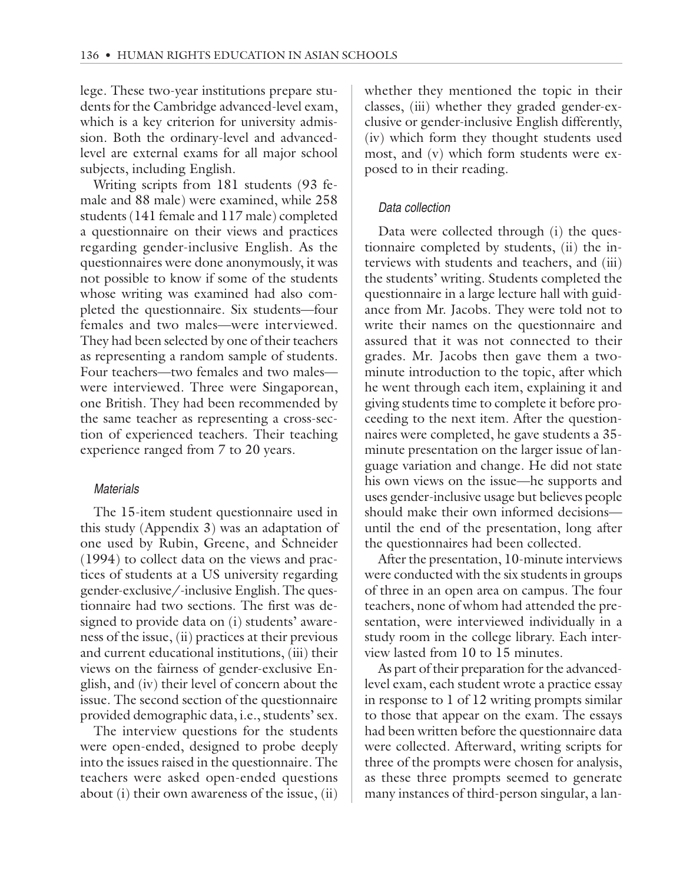lege. These two-year institutions prepare students for the Cambridge advanced-level exam, which is a key criterion for university admission. Both the ordinary-level and advanced-level are external exams for all major school subjects, including English.

Writing scripts from 181 students (93 female and 88 male) were examined, while 258 students (141 female and 117 male) completed a questionnaire on their views and practices regarding gender-inclusive English. As the questionnaires were done anonymously, it was not possible to know if some of the students whose writing was examined had also completed the questionnaire. Six students—four females and two males—were interviewed. They had been selected by one of their teachers as representing a random sample of students. Four teachers—two females and two males—were interviewed. Three were Singaporean, one British. They had been recommended by the same teacher as representing a cross-section of experienced teachers. Their teaching experience ranged from 7 to 20 years.

### *Materials*

The 15-item student questionnaire used in this study (Appendix 3) was an adaptation of one used by Rubin, Greene, and Schneider (1994) to collect data on the views and practices of students at a US university regarding gender-exclusive/-inclusive English. The questionnaire had two sections. The first was designed to provide data on (i) students' awareness of the issue, (ii) practices at their previous and current educational institutions, (iii) their views on the fairness of gender-exclusive English, and (iv) their level of concern about the issue. The second section of the questionnaire provided demographic data, i.e., students' sex.

The interview questions for the students were open-ended, designed to probe deeply into the issues raised in the questionnaire. The teachers were asked open-ended questions about (i) their own awareness of the issue, (ii) whether they mentioned the topic in their classes, (iii) whether they graded gender-exclusive or gender-inclusive English differently, (iv) which form they thought students used most, and (v) which form students were exposed to in their reading.

### *Data collection*

Data were collected through (i) the questionnaire completed by students, (ii) the interviews with students and teachers, and (iii) the students' writing. Students completed the questionnaire in a large lecture hall with guidance from Mr. Jacobs. They were told not to write their names on the questionnaire and assured that it was not connected to their grades. Mr. Jacobs then gave them a two-minute introduction to the topic, after which he went through each item, explaining it and giving students time to complete it before proceeding to the next item. After the questionnaires were completed, he gave students a 35-minute presentation on the larger issue of language variation and change. He did not state his own views on the issue—he supports and uses gender-inclusive usage but believes people should make their own informed decisions—until the end of the presentation, long after the questionnaires had been collected.

After the presentation, 10-minute interviews were conducted with the six students in groups of three in an open area on campus. The four teachers, none of whom had attended the presentation, were interviewed individually in a study room in the college library. Each interview lasted from 10 to 15 minutes.

As part of their preparation for the advanced-level exam, each student wrote a practice essay in response to 1 of 12 writing prompts similar to those that appear on the exam. The essays had been written before the questionnaire data were collected. Afterward, writing scripts for three of the prompts were chosen for analysis, as these three prompts seemed to generate many instances of third-person singular, a lan-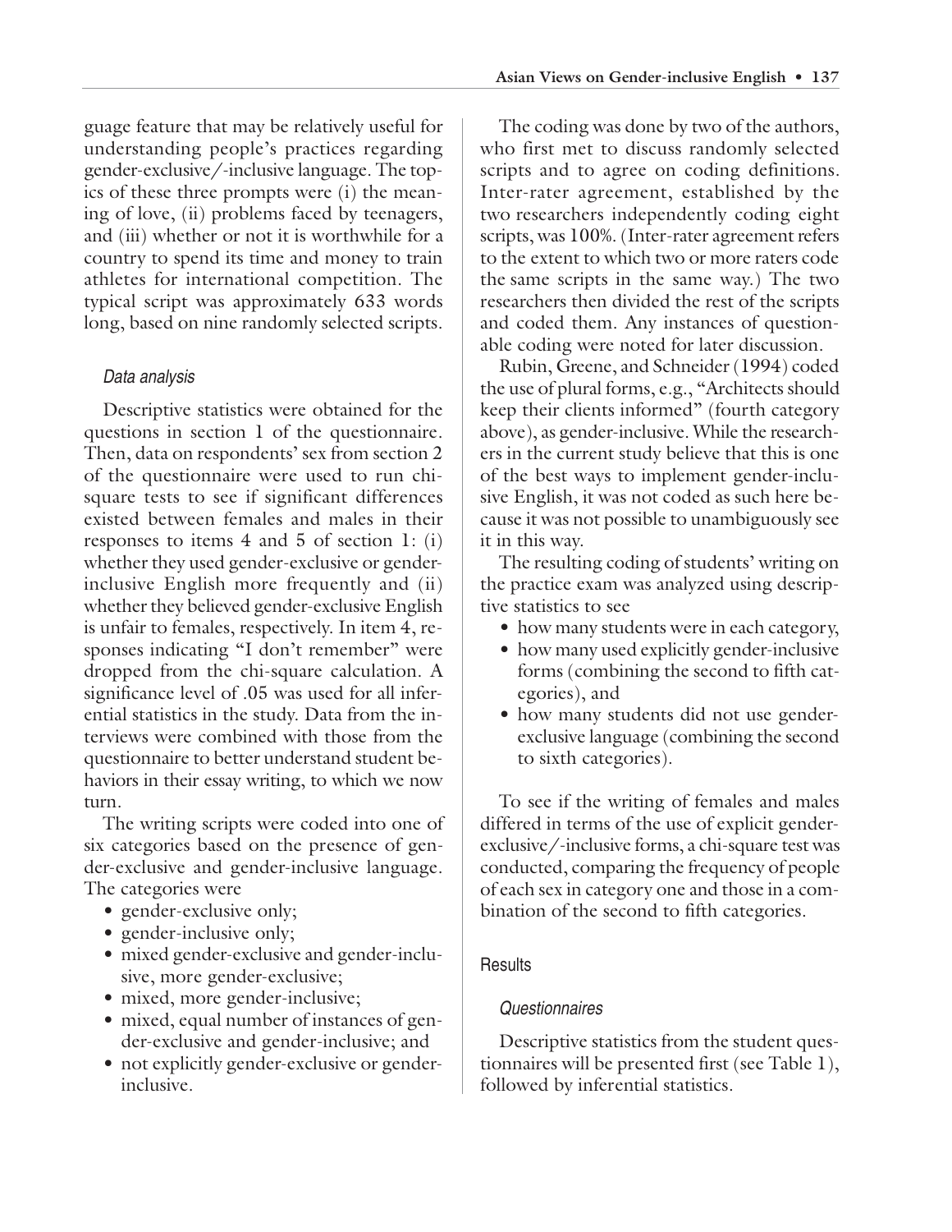guage feature that may be relatively useful for understanding people's practices regarding gender-exclusive/-inclusive language. The topics of these three prompts were (i) the meaning of love, (ii) problems faced by teenagers, and (iii) whether or not it is worthwhile for a country to spend its time and money to train athletes for international competition. The typical script was approximately 633 words long, based on nine randomly selected scripts.

### *Data analysis*

Descriptive statistics were obtained for the questions in section 1 of the questionnaire. Then, data on respondents' sex from section 2 of the questionnaire were used to run chi-square tests to see if significant differences existed between females and males in their responses to items 4 and 5 of section 1: (i) whether they used gender-exclusive or gender-inclusive English more frequently and (ii) whether they believed gender-exclusive English is unfair to females, respectively. In item 4, responses indicating "I don't remember" were dropped from the chi-square calculation. A significance level of .05 was used for all inferential statistics in the study. Data from the interviews were combined with those from the questionnaire to better understand student behaviors in their essay writing, to which we now turn.

The writing scripts were coded into one of six categories based on the presence of gender-exclusive and gender-inclusive language. The categories were

- gender-exclusive only;
- gender-inclusive only;
- mixed gender-exclusive and gender-inclusive, more gender-exclusive;
- mixed, more gender-inclusive;
- mixed, equal number of instances of gender-exclusive and gender-inclusive; and
- not explicitly gender-exclusive or gender-inclusive.

The coding was done by two of the authors, who first met to discuss randomly selected scripts and to agree on coding definitions. Inter-rater agreement, established by the two researchers independently coding eight scripts, was 100%. (Inter-rater agreement refers to the extent to which two or more raters code the same scripts in the same way.) The two researchers then divided the rest of the scripts and coded them. Any instances of questionable coding were noted for later discussion.

Rubin, Greene, and Schneider (1994) coded the use of plural forms, e.g., "Architects should keep their clients informed" (fourth category above), as gender-inclusive. While the researchers in the current study believe that this is one of the best ways to implement gender-inclusive English, it was not coded as such here because it was not possible to unambiguously see it in this way.

The resulting coding of students' writing on the practice exam was analyzed using descriptive statistics to see

- how many students were in each category,
- how many used explicitly gender-inclusive forms (combining the second to fifth categories), and
- how many students did not use gender-exclusive language (combining the second to sixth categories).

To see if the writing of females and males differed in terms of the use of explicit gender-exclusive/-inclusive forms, a chi-square test was conducted, comparing the frequency of people of each sex in category one and those in a combination of the second to fifth categories.

## Results

### *Questionnaires*

Descriptive statistics from the student questionnaires will be presented first (see Table 1), followed by inferential statistics.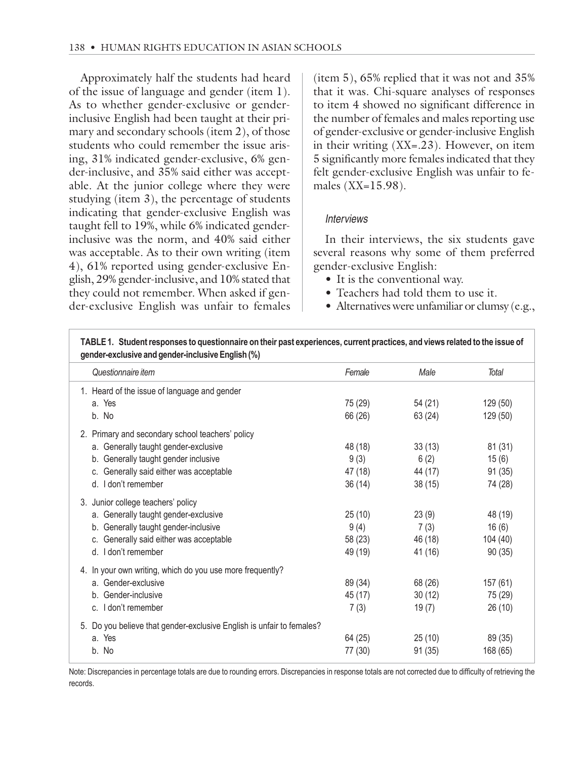Approximately half the students had heard of the issue of language and gender (item 1). As to whether gender-exclusive or gender-inclusive English had been taught at their primary and secondary schools (item 2), of those students who could remember the issue arising, 31% indicated gender-exclusive, 6% gender-inclusive, and 35% said either was acceptable. At the junior college where they were studying (item 3), the percentage of students indicating that gender-exclusive English was taught fell to 19%, while 6% indicated gender-inclusive was the norm, and 40% said either was acceptable. As to their own writing (item 4), 61% reported using gender-exclusive English, 29% gender-inclusive, and 10% stated that they could not remember. When asked if gender-exclusive English was unfair to females (item 5), 65% replied that it was not and 35% that it was. Chi-square analyses of responses to item 4 showed no significant difference in the number of females and males reporting use of gender-exclusive or gender-inclusive English in their writing (XX=.23). However, on item 5 significantly more females indicated that they felt gender-exclusive English was unfair to females (XX=15.98).

### *Interviews*

In their interviews, the six students gave several reasons why some of them preferred gender-exclusive English:

- It is the conventional way.
- Teachers had told them to use it.
- Alternatives were unfamiliar or clumsy (e.g.,

**TABLE 1. Student responses to questionnaire on their past experiences, current practices, and views related to the issue of gender-exclusive and gender-inclusive English (%)**

| *Questionnaire item* | *Female* | *Male* | *Total* |
|---|---|---|---|
| 1. Heard of the issue of language and gender | | | |
| a. Yes | 75 (29) | 54 (21) | 129 (50) |
| b. No | 66 (26) | 63 (24) | 129 (50) |
| 2. Primary and secondary school teachers' policy | | | |
| a. Generally taught gender-exclusive | 48 (18) | 33 (13) | 81 (31) |
| b. Generally taught gender inclusive | 9 (3) | 6 (2) | 15 (6) |
| c. Generally said either was acceptable | 47 (18) | 44 (17) | 91 (35) |
| d. I don't remember | 36 (14) | 38 (15) | 74 (28) |
| 3. Junior college teachers' policy | | | |
| a. Generally taught gender-exclusive | 25 (10) | 23 (9) | 48 (19) |
| b. Generally taught gender-inclusive | 9 (4) | 7 (3) | 16 (6) |
| c. Generally said either was acceptable | 58 (23) | 46 (18) | 104 (40) |
| d. I don't remember | 49 (19) | 41 (16) | 90 (35) |
| 4. In your own writing, which do you use more frequently? | | | |
| a. Gender-exclusive | 89 (34) | 68 (26) | 157 (61) |
| b. Gender-inclusive | 45 (17) | 30 (12) | 75 (29) |
| c. I don't remember | 7 (3) | 19 (7) | 26 (10) |
| 5. Do you believe that gender-exclusive English is unfair to females? | | | |
| a. Yes | 64 (25) | 25 (10) | 89 (35) |
| b. No | 77 (30) | 91 (35) | 168 (65) |

Note: Discrepancies in percentage totals are due to rounding errors. Discrepancies in response totals are not corrected due to difficulty of retrieving the records.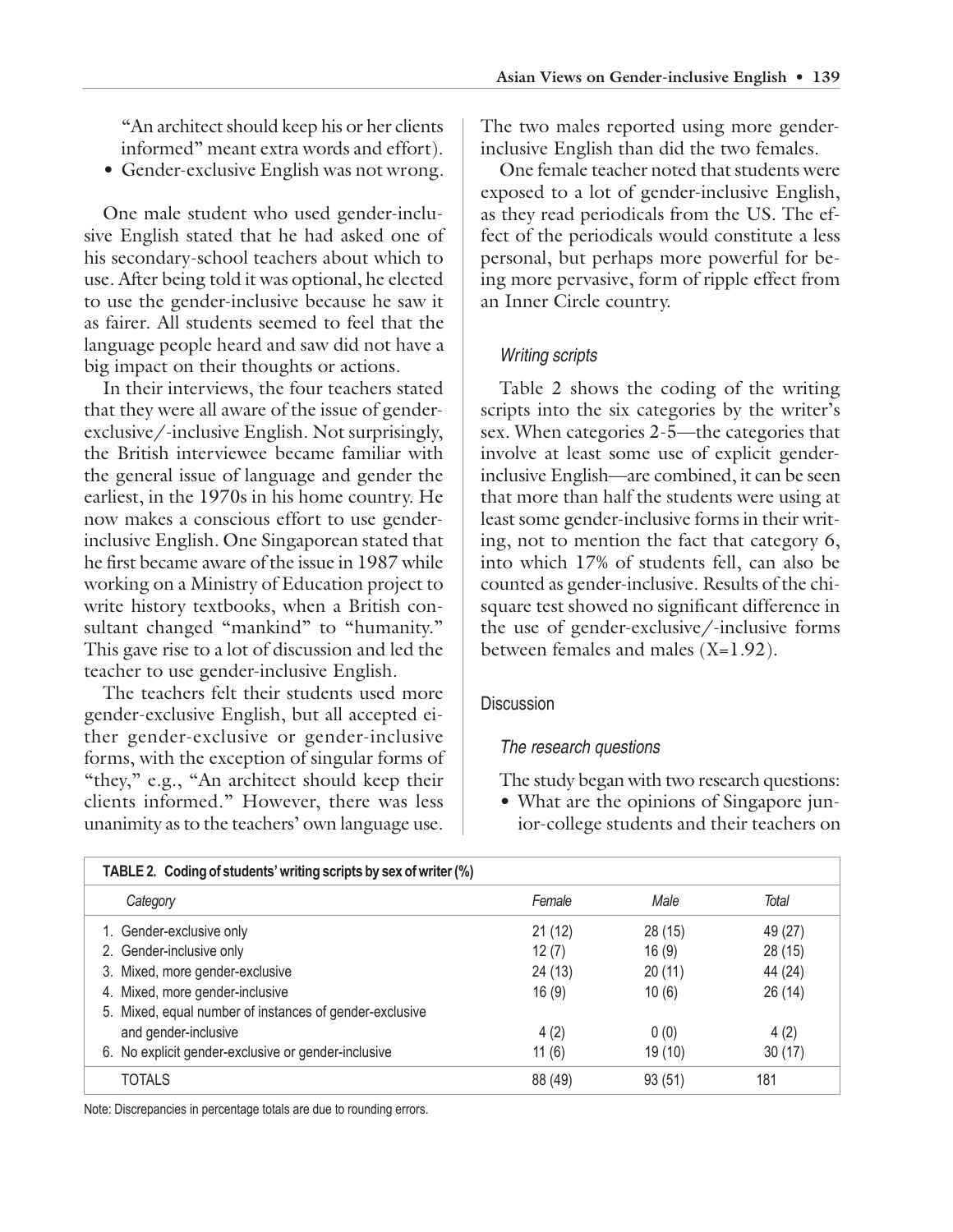"An architect should keep his or her clients informed" meant extra words and effort).

- Gender-exclusive English was not wrong.

One male student who used gender-inclusive English stated that he had asked one of his secondary-school teachers about which to use. After being told it was optional, he elected to use the gender-inclusive because he saw it as fairer. All students seemed to feel that the language people heard and saw did not have a big impact on their thoughts or actions.

In their interviews, the four teachers stated that they were all aware of the issue of gender-exclusive/-inclusive English. Not surprisingly, the British interviewee became familiar with the general issue of language and gender the earliest, in the 1970s in his home country. He now makes a conscious effort to use gender-inclusive English. One Singaporean stated that he first became aware of the issue in 1987 while working on a Ministry of Education project to write history textbooks, when a British consultant changed "mankind" to "humanity." This gave rise to a lot of discussion and led the teacher to use gender-inclusive English.

The teachers felt their students used more gender-exclusive English, but all accepted either gender-exclusive or gender-inclusive forms, with the exception of singular forms of "they," e.g., "An architect should keep their clients informed." However, there was less unanimity as to the teachers' own language use. The two males reported using more gender-inclusive English than did the two females.

One female teacher noted that students were exposed to a lot of gender-inclusive English, as they read periodicals from the US. The effect of the periodicals would constitute a less personal, but perhaps more powerful for being more pervasive, form of ripple effect from an Inner Circle country.

### *Writing scripts*

Table 2 shows the coding of the writing scripts into the six categories by the writer's sex. When categories 2-5—the categories that involve at least some use of explicit gender-inclusive English—are combined, it can be seen that more than half the students were using at least some gender-inclusive forms in their writing, not to mention the fact that category 6, into which 17% of students fell, can also be counted as gender-inclusive. Results of the chi-square test showed no significant difference in the use of gender-exclusive/-inclusive forms between females and males (X=1.92).

## Discussion

### *The research questions*

The study began with two research questions:

- What are the opinions of Singapore junior-college students and their teachers on

**TABLE 2. Coding of students' writing scripts by sex of writer (%)**

| *Category* | *Female* | *Male* | *Total* |
|---|---|---|---|
| 1. Gender-exclusive only | 21 (12) | 28 (15) | 49 (27) |
| 2. Gender-inclusive only | 12 (7) | 16 (9) | 28 (15) |
| 3. Mixed, more gender-exclusive | 24 (13) | 20 (11) | 44 (24) |
| 4. Mixed, more gender-inclusive | 16 (9) | 10 (6) | 26 (14) |
| 5. Mixed, equal number of instances of gender-exclusive and gender-inclusive | 4 (2) | 0 (0) | 4 (2) |
| 6. No explicit gender-exclusive or gender-inclusive | 11 (6) | 19 (10) | 30 (17) |
| TOTALS | 88 (49) | 93 (51) | 181 |

Note: Discrepancies in percentage totals are due to rounding errors.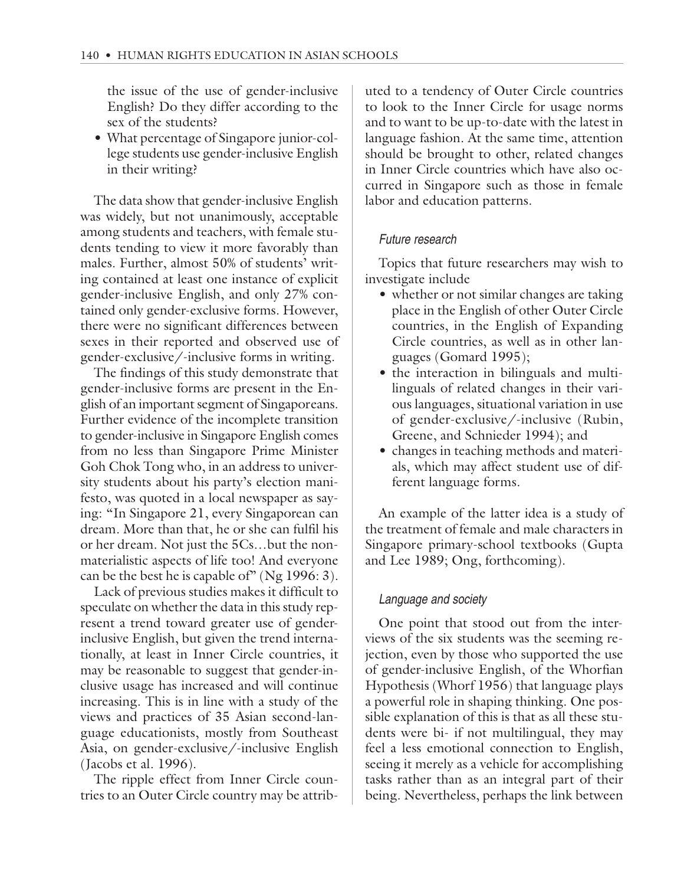the issue of the use of gender-inclusive English? Do they differ according to the sex of the students?

- What percentage of Singapore junior-college students use gender-inclusive English in their writing?

The data show that gender-inclusive English was widely, but not unanimously, acceptable among students and teachers, with female students tending to view it more favorably than males. Further, almost 50% of students' writing contained at least one instance of explicit gender-inclusive English, and only 27% contained only gender-exclusive forms. However, there were no significant differences between sexes in their reported and observed use of gender-exclusive/-inclusive forms in writing.

The findings of this study demonstrate that gender-inclusive forms are present in the English of an important segment of Singaporeans. Further evidence of the incomplete transition to gender-inclusive in Singapore English comes from no less than Singapore Prime Minister Goh Chok Tong who, in an address to university students about his party's election manifesto, was quoted in a local newspaper as saying: "In Singapore 21, every Singaporean can dream. More than that, he or she can fulfil his or her dream. Not just the 5Cs…but the non-materialistic aspects of life too! And everyone can be the best he is capable of" (Ng 1996: 3).

Lack of previous studies makes it difficult to speculate on whether the data in this study represent a trend toward greater use of gender-inclusive English, but given the trend internationally, at least in Inner Circle countries, it may be reasonable to suggest that gender-inclusive usage has increased and will continue increasing. This is in line with a study of the views and practices of 35 Asian second-language educationists, mostly from Southeast Asia, on gender-exclusive/-inclusive English (Jacobs et al. 1996).

The ripple effect from Inner Circle countries to an Outer Circle country may be attributed to a tendency of Outer Circle countries to look to the Inner Circle for usage norms and to want to be up-to-date with the latest in language fashion. At the same time, attention should be brought to other, related changes in Inner Circle countries which have also occurred in Singapore such as those in female labor and education patterns.

### *Future research*

Topics that future researchers may wish to investigate include

- whether or not similar changes are taking place in the English of other Outer Circle countries, in the English of Expanding Circle countries, as well as in other languages (Gomard 1995);
- the interaction in bilinguals and multilinguals of related changes in their various languages, situational variation in use of gender-exclusive/-inclusive (Rubin, Greene, and Schnieder 1994); and
- changes in teaching methods and materials, which may affect student use of different language forms.

An example of the latter idea is a study of the treatment of female and male characters in Singapore primary-school textbooks (Gupta and Lee 1989; Ong, forthcoming).

### *Language and society*

One point that stood out from the interviews of the six students was the seeming rejection, even by those who supported the use of gender-inclusive English, of the Whorfian Hypothesis (Whorf 1956) that language plays a powerful role in shaping thinking. One possible explanation of this is that as all these students were bi- if not multilingual, they may feel a less emotional connection to English, seeing it merely as a vehicle for accomplishing tasks rather than as an integral part of their being. Nevertheless, perhaps the link between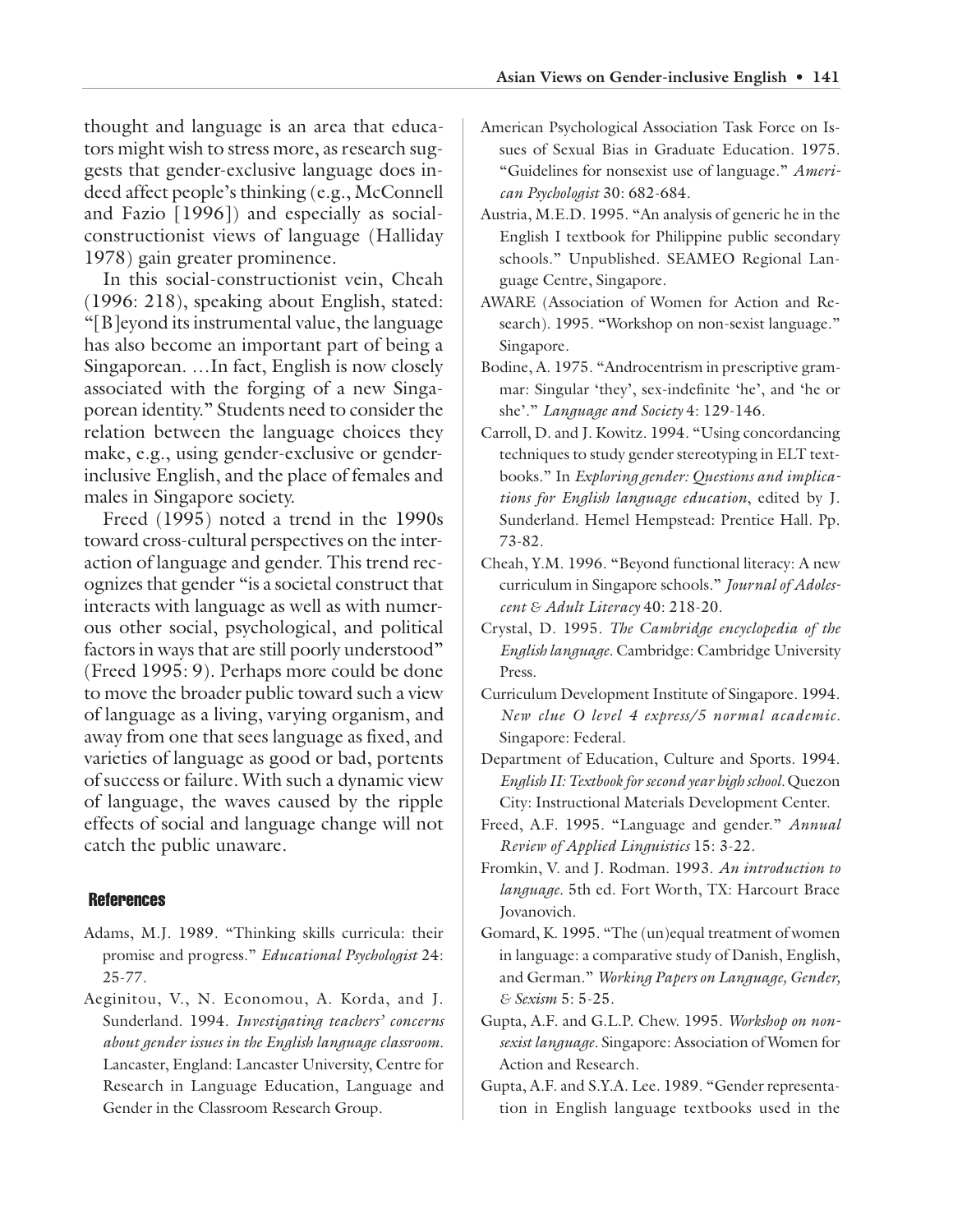thought and language is an area that educators might wish to stress more, as research suggests that gender-exclusive language does indeed affect people's thinking (e.g., McConnell and Fazio [1996]) and especially as social-constructionist views of language (Halliday 1978) gain greater prominence.

In this social-constructionist vein, Cheah (1996: 218), speaking about English, stated: "[B]eyond its instrumental value, the language has also become an important part of being a Singaporean. …In fact, English is now closely associated with the forging of a new Singaporean identity." Students need to consider the relation between the language choices they make, e.g., using gender-exclusive or gender-inclusive English, and the place of females and males in Singapore society.

Freed (1995) noted a trend in the 1990s toward cross-cultural perspectives on the interaction of language and gender. This trend recognizes that gender "is a societal construct that interacts with language as well as with numerous other social, psychological, and political factors in ways that are still poorly understood" (Freed 1995: 9). Perhaps more could be done to move the broader public toward such a view of language as a living, varying organism, and away from one that sees language as fixed, and varieties of language as good or bad, portents of success or failure. With such a dynamic view of language, the waves caused by the ripple effects of social and language change will not catch the public unaware.

## References

Adams, M.J. 1989. "Thinking skills curricula: their promise and progress." *Educational Psychologist* 24: 25-77.

Aeginitou, V., N. Economou, A. Korda, and J. Sunderland. 1994. *Investigating teachers' concerns about gender issues in the English language classroom.* Lancaster, England: Lancaster University, Centre for Research in Language Education, Language and Gender in the Classroom Research Group.

American Psychological Association Task Force on Issues of Sexual Bias in Graduate Education. 1975. "Guidelines for nonsexist use of language." *American Psychologist* 30: 682-684.

Austria, M.E.D. 1995. "An analysis of generic he in the English I textbook for Philippine public secondary schools." Unpublished. SEAMEO Regional Language Centre, Singapore.

AWARE (Association of Women for Action and Research). 1995. "Workshop on non-sexist language." Singapore.

Bodine, A. 1975. "Androcentrism in prescriptive grammar: Singular 'they', sex-indefinite 'he', and 'he or she'." *Language and Society* 4: 129-146.

Carroll, D. and J. Kowitz. 1994. "Using concordancing techniques to study gender stereotyping in ELT textbooks." In *Exploring gender: Questions and implications for English language education*, edited by J. Sunderland. Hemel Hempstead: Prentice Hall. Pp. 73-82.

Cheah, Y.M. 1996. "Beyond functional literacy: A new curriculum in Singapore schools." *Journal of Adolescent & Adult Literacy* 40: 218-20.

Crystal, D. 1995. *The Cambridge encyclopedia of the English language.* Cambridge: Cambridge University Press.

Curriculum Development Institute of Singapore. 1994. *New clue O level 4 express/5 normal academic.* Singapore: Federal.

Department of Education, Culture and Sports. 1994. *English II: Textbook for second year high school.* Quezon City: Instructional Materials Development Center.

Freed, A.F. 1995. "Language and gender." *Annual Review of Applied Linguistics* 15: 3-22.

Fromkin, V. and J. Rodman. 1993. *An introduction to language.* 5th ed. Fort Worth, TX: Harcourt Brace Jovanovich.

Gomard, K. 1995. "The (un)equal treatment of women in language: a comparative study of Danish, English, and German." *Working Papers on Language, Gender, & Sexism* 5: 5-25.

Gupta, A.F. and G.L.P. Chew. 1995. *Workshop on non-sexist language.* Singapore: Association of Women for Action and Research.

Gupta, A.F. and S.Y.A. Lee. 1989. "Gender representation in English language textbooks used in the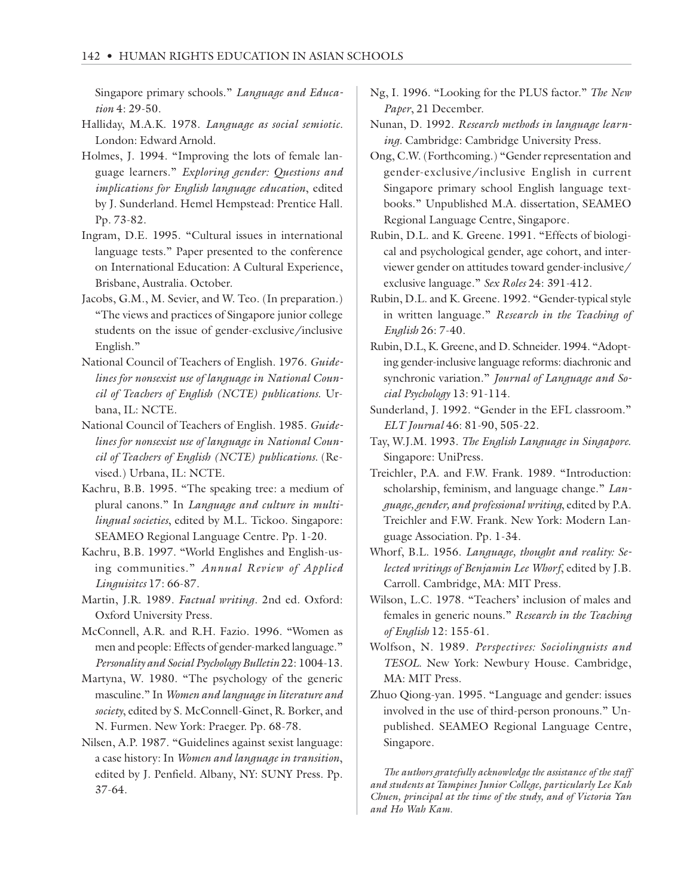Singapore primary schools." *Language and Education* 4: 29-50.

Halliday, M.A.K. 1978. *Language as social semiotic.* London: Edward Arnold.

Holmes, J. 1994. "Improving the lots of female language learners." *Exploring gender: Questions and implications for English language education*, edited by J. Sunderland. Hemel Hempstead: Prentice Hall. Pp. 73-82.

Ingram, D.E. 1995. "Cultural issues in international language tests." Paper presented to the conference on International Education: A Cultural Experience, Brisbane, Australia. October.

Jacobs, G.M., M. Sevier, and W. Teo. (In preparation.) "The views and practices of Singapore junior college students on the issue of gender-exclusive/inclusive English."

National Council of Teachers of English. 1976. *Guidelines for nonsexist use of language in National Council of Teachers of English (NCTE) publications.* Urbana, IL: NCTE.

National Council of Teachers of English. 1985. *Guidelines for nonsexist use of language in National Council of Teachers of English (NCTE) publications.* (Revised.) Urbana, IL: NCTE.

Kachru, B.B. 1995. "The speaking tree: a medium of plural canons." In *Language and culture in multilingual societies*, edited by M.L. Tickoo. Singapore: SEAMEO Regional Language Centre. Pp. 1-20.

Kachru, B.B. 1997. "World Englishes and English-using communities." *Annual Review of Applied Linguisitcs* 17: 66-87.

Martin, J.R. 1989. *Factual writing*. 2nd ed. Oxford: Oxford University Press.

McConnell, A.R. and R.H. Fazio. 1996. "Women as men and people: Effects of gender-marked language." *Personality and Social Psychology Bulletin* 22: 1004-13.

Martyna, W. 1980. "The psychology of the generic masculine." In *Women and language in literature and society*, edited by S. McConnell-Ginet, R. Borker, and N. Furmen. New York: Praeger. Pp. 68-78.

Nilsen, A.P. 1987. "Guidelines against sexist language: a case history: In *Women and language in transition*, edited by J. Penfield. Albany, NY: SUNY Press. Pp. 37-64.

Ng, I. 1996. "Looking for the PLUS factor." *The New Paper*, 21 December.

Nunan, D. 1992. *Research methods in language learning.* Cambridge: Cambridge University Press.

Ong, C.W. (Forthcoming.) "Gender representation and gender-exclusive/inclusive English in current Singapore primary school English language textbooks." Unpublished M.A. dissertation, SEAMEO Regional Language Centre, Singapore.

Rubin, D.L. and K. Greene. 1991. "Effects of biological and psychological gender, age cohort, and interviewer gender on attitudes toward gender-inclusive/exclusive language." *Sex Roles* 24: 391-412.

Rubin, D.L. and K. Greene. 1992. "Gender-typical style in written language." *Research in the Teaching of English* 26: 7-40.

Rubin, D.L, K. Greene, and D. Schneider. 1994. "Adopting gender-inclusive language reforms: diachronic and synchronic variation." *Journal of Language and Social Psychology* 13: 91-114.

Sunderland, J. 1992. "Gender in the EFL classroom." *ELT Journal* 46: 81-90, 505-22.

Tay, W.J.M. 1993. *The English Language in Singapore.* Singapore: UniPress.

Treichler, P.A. and F.W. Frank. 1989. "Introduction: scholarship, feminism, and language change." *Language, gender, and professional writing*, edited by P.A. Treichler and F.W. Frank. New York: Modern Language Association. Pp. 1-34.

Whorf, B.L. 1956. *Language, thought and reality: Selected writings of Benjamin Lee Whorf*, edited by J.B. Carroll. Cambridge, MA: MIT Press.

Wilson, L.C. 1978. "Teachers' inclusion of males and females in generic nouns." *Research in the Teaching of English* 12: 155-61.

Wolfson, N. 1989. *Perspectives: Sociolinguists and TESOL.* New York: Newbury House. Cambridge, MA: MIT Press.

Zhuo Qiong-yan. 1995. "Language and gender: issues involved in the use of third-person pronouns." Unpublished. SEAMEO Regional Language Centre, Singapore.

*The authors gratefully acknowledge the assistance of the staff and students at Tampines Junior College, particularly Lee Kah Chuen, principal at the time of the study, and of Victoria Yan and Ho Wah Kam.*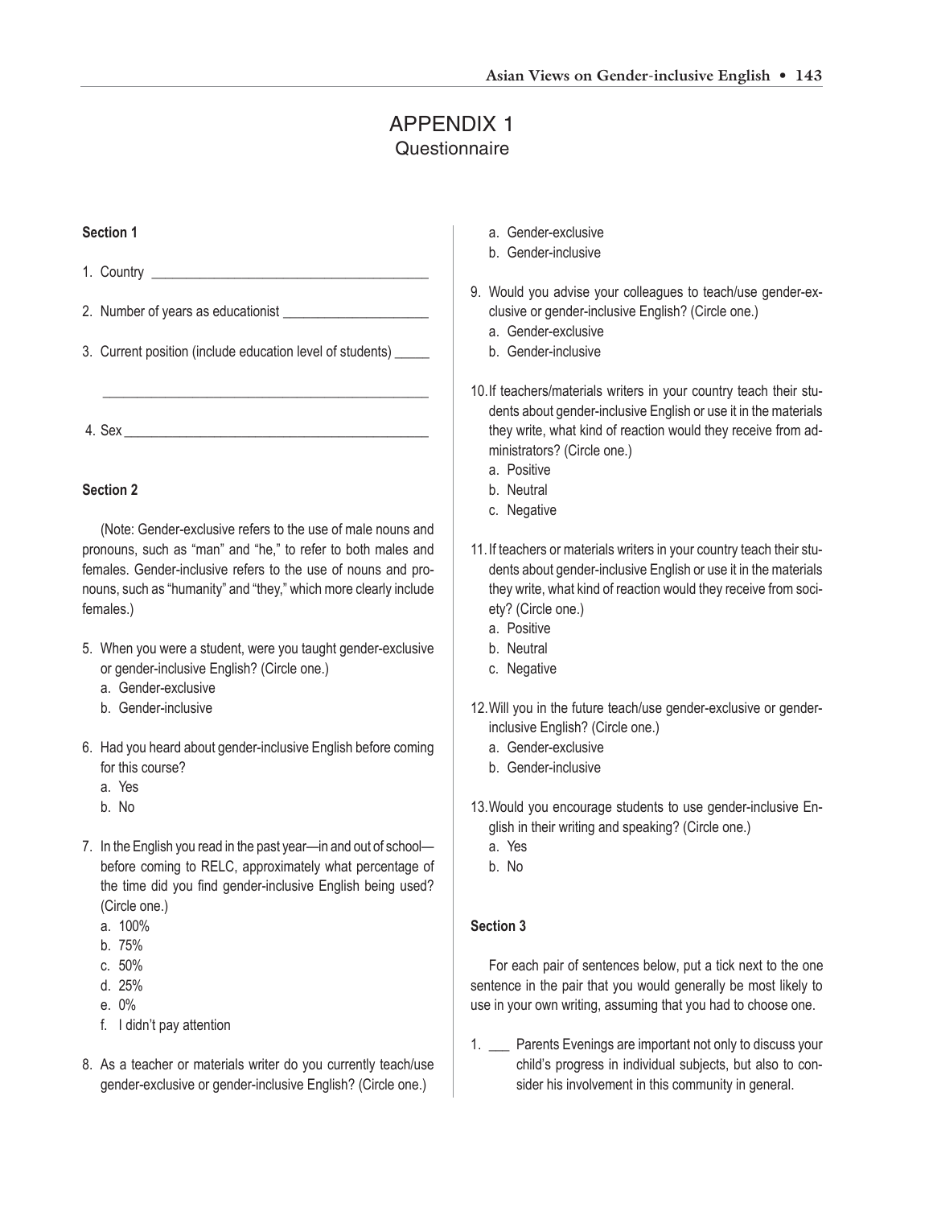# APPENDIX 1
## Questionnaire

### Section 1

1. Country ______________________________________

2. Number of years as educationist ____________________

3. Current position (include education level of students) _____

_____________________________________________

4. Sex ___________________________________________

### Section 2

(Note: Gender-exclusive refers to the use of male nouns and pronouns, such as "man" and "he," to refer to both males and females. Gender-inclusive refers to the use of nouns and pronouns, such as "humanity" and "they," which more clearly include females.)

5. When you were a student, were you taught gender-exclusive or gender-inclusive English? (Circle one.)
   a. Gender-exclusive
   b. Gender-inclusive

6. Had you heard about gender-inclusive English before coming for this course?
   a. Yes
   b. No

7. In the English you read in the past year—in and out of school—before coming to RELC, approximately what percentage of the time did you find gender-inclusive English being used? (Circle one.)
   a. 100%
   b. 75%
   c. 50%
   d. 25%
   e. 0%
   f. I didn't pay attention

8. As a teacher or materials writer do you currently teach/use gender-exclusive or gender-inclusive English? (Circle one.)
   a. Gender-exclusive
   b. Gender-inclusive

9. Would you advise your colleagues to teach/use gender-exclusive or gender-inclusive English? (Circle one.)
   a. Gender-exclusive
   b. Gender-inclusive

10. If teachers/materials writers in your country teach their students about gender-inclusive English or use it in the materials they write, what kind of reaction would they receive from administrators? (Circle one.)
    a. Positive
    b. Neutral
    c. Negative

11. If teachers or materials writers in your country teach their students about gender-inclusive English or use it in the materials they write, what kind of reaction would they receive from society? (Circle one.)
    a. Positive
    b. Neutral
    c. Negative

12. Will you in the future teach/use gender-exclusive or gender-inclusive English? (Circle one.)
    a. Gender-exclusive
    b. Gender-inclusive

13. Would you encourage students to use gender-inclusive English in their writing and speaking? (Circle one.)
    a. Yes
    b. No

### Section 3

For each pair of sentences below, put a tick next to the one sentence in the pair that you would generally be most likely to use in your own writing, assuming that you had to choose one.

1. ___ Parents Evenings are important not only to discuss your child's progress in individual subjects, but also to consider his involvement in this community in general.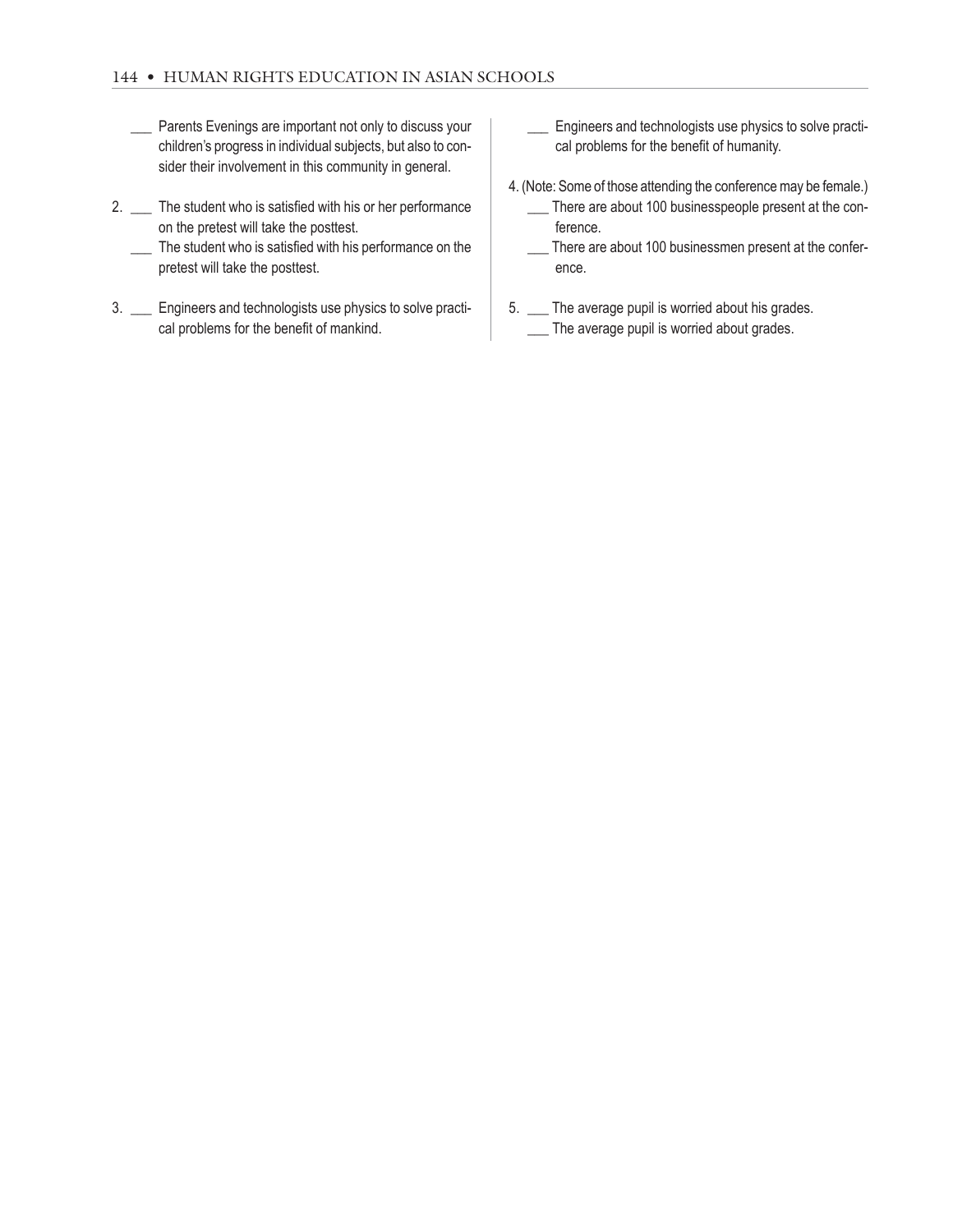___ Parents Evenings are important not only to discuss your children's progress in individual subjects, but also to consider their involvement in this community in general.

2. ___ The student who is satisfied with his or her performance on the pretest will take the posttest.
   ___ The student who is satisfied with his performance on the pretest will take the posttest.

3. ___ Engineers and technologists use physics to solve practical problems for the benefit of mankind.
   ___ Engineers and technologists use physics to solve practical problems for the benefit of humanity.

4. (Note: Some of those attending the conference may be female.)
   ___ There are about 100 businesspeople present at the conference.
   ___ There are about 100 businessmen present at the conference.

5. ___ The average pupil is worried about his grades.
   ___ The average pupil is worried about grades.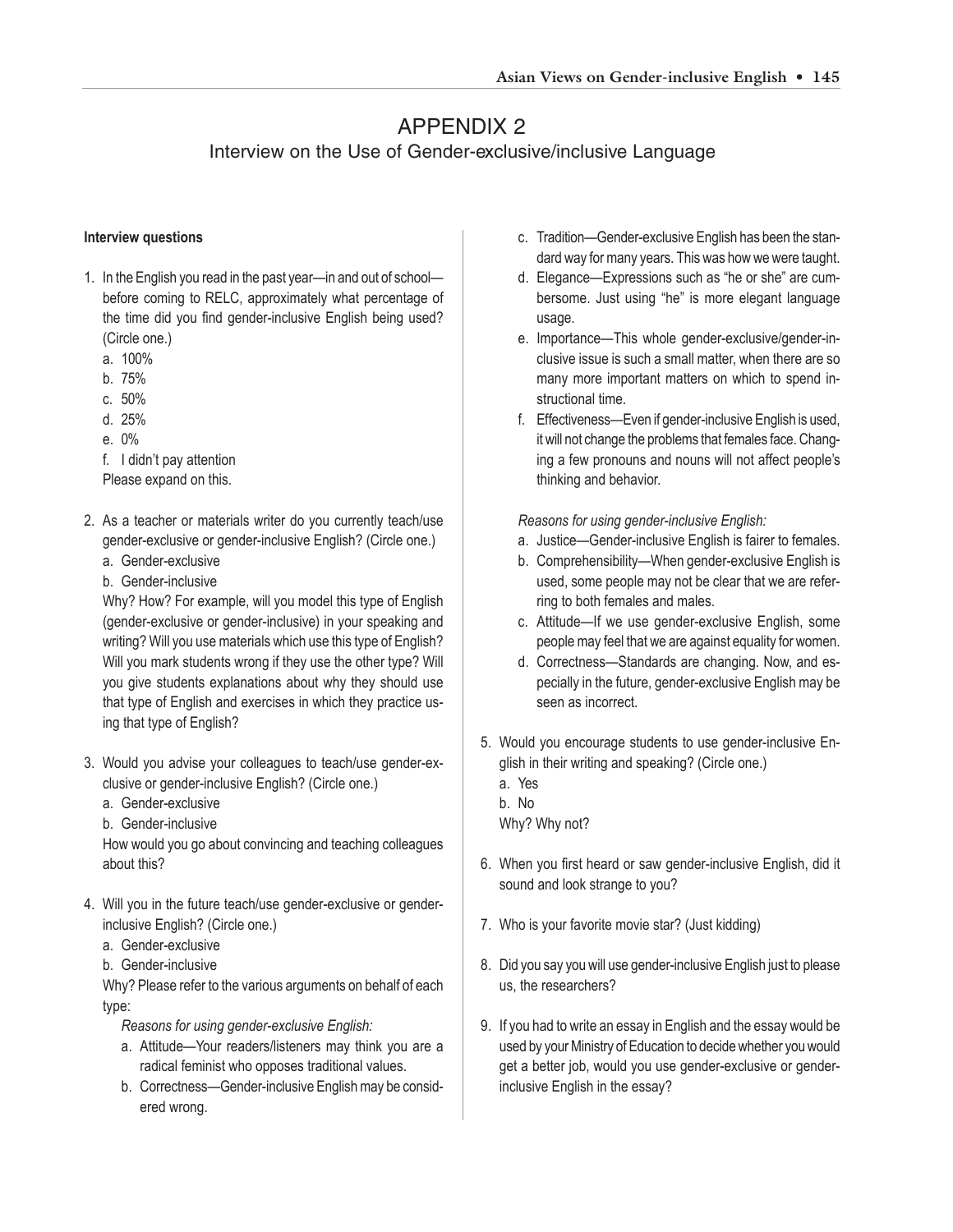# APPENDIX 2

## Interview on the Use of Gender-exclusive/inclusive Language

**Interview questions**

1. In the English you read in the past year—in and out of school—before coming to RELC, approximately what percentage of the time did you find gender-inclusive English being used? (Circle one.)
   a. 100%
   b. 75%
   c. 50%
   d. 25%
   e. 0%
   f. I didn't pay attention
   Please expand on this.

2. As a teacher or materials writer do you currently teach/use gender-exclusive or gender-inclusive English? (Circle one.)
   a. Gender-exclusive
   b. Gender-inclusive
   Why? How? For example, will you model this type of English (gender-exclusive or gender-inclusive) in your speaking and writing? Will you use materials which use this type of English? Will you mark students wrong if they use the other type? Will you give students explanations about why they should use that type of English and exercises in which they practice using that type of English?

3. Would you advise your colleagues to teach/use gender-exclusive or gender-inclusive English? (Circle one.)
   a. Gender-exclusive
   b. Gender-inclusive
   How would you go about convincing and teaching colleagues about this?

4. Will you in the future teach/use gender-exclusive or gender-inclusive English? (Circle one.)
   a. Gender-exclusive
   b. Gender-inclusive
   Why? Please refer to the various arguments on behalf of each type:

   *Reasons for using gender-exclusive English:*
   a. Attitude—Your readers/listeners may think you are a radical feminist who opposes traditional values.
   b. Correctness—Gender-inclusive English may be considered wrong.
   c. Tradition—Gender-exclusive English has been the standard way for many years. This was how we were taught.
   d. Elegance—Expressions such as "he or she" are cumbersome. Just using "he" is more elegant language usage.
   e. Importance—This whole gender-exclusive/gender-inclusive issue is such a small matter, when there are so many more important matters on which to spend instructional time.
   f. Effectiveness—Even if gender-inclusive English is used, it will not change the problems that females face. Changing a few pronouns and nouns will not affect people's thinking and behavior.

   *Reasons for using gender-inclusive English:*
   a. Justice—Gender-inclusive English is fairer to females.
   b. Comprehensibility—When gender-exclusive English is used, some people may not be clear that we are referring to both females and males.
   c. Attitude—If we use gender-exclusive English, some people may feel that we are against equality for women.
   d. Correctness—Standards are changing. Now, and especially in the future, gender-exclusive English may be seen as incorrect.

5. Would you encourage students to use gender-inclusive English in their writing and speaking? (Circle one.)
   a. Yes
   b. No
   Why? Why not?

6. When you first heard or saw gender-inclusive English, did it sound and look strange to you?

7. Who is your favorite movie star? (Just kidding)

8. Did you say you will use gender-inclusive English just to please us, the researchers?

9. If you had to write an essay in English and the essay would be used by your Ministry of Education to decide whether you would get a better job, would you use gender-exclusive or gender-inclusive English in the essay?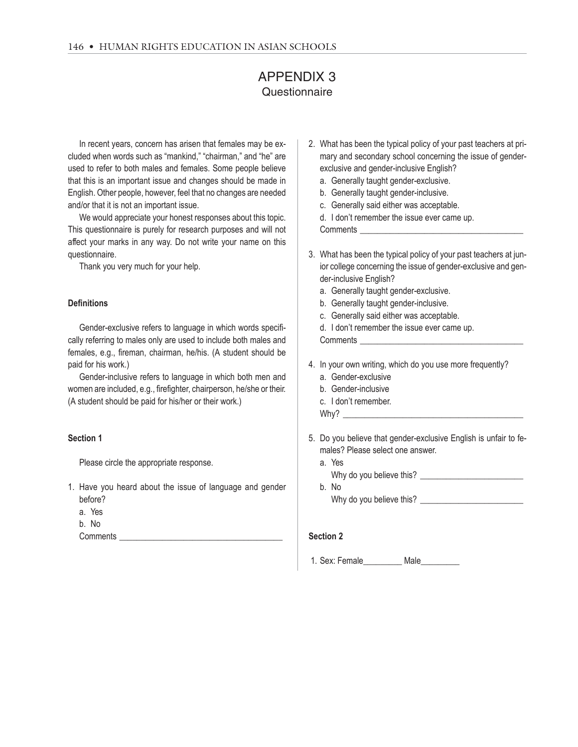# APPENDIX 3

## Questionnaire

In recent years, concern has arisen that females may be excluded when words such as "mankind," "chairman," and "he" are used to refer to both males and females. Some people believe that this is an important issue and changes should be made in English. Other people, however, feel that no changes are needed and/or that it is not an important issue.

We would appreciate your honest responses about this topic. This questionnaire is purely for research purposes and will not affect your marks in any way. Do not write your name on this questionnaire.

Thank you very much for your help.

**Definitions**

Gender-exclusive refers to language in which words specifically referring to males only are used to include both males and females, e.g., fireman, chairman, he/his. (A student should be paid for his work.)

Gender-inclusive refers to language in which both men and women are included, e.g., firefighter, chairperson, he/she or their. (A student should be paid for his/her or their work.)

**Section 1**

Please circle the appropriate response.

1. Have you heard about the issue of language and gender before?
   a. Yes
   b. No
   Comments ____________________________________

2. What has been the typical policy of your past teachers at primary and secondary school concerning the issue of gender-exclusive and gender-inclusive English?
   a. Generally taught gender-exclusive.
   b. Generally taught gender-inclusive.
   c. Generally said either was acceptable.
   d. I don't remember the issue ever came up.
   Comments ____________________________________

3. What has been the typical policy of your past teachers at junior college concerning the issue of gender-exclusive and gender-inclusive English?
   a. Generally taught gender-exclusive.
   b. Generally taught gender-inclusive.
   c. Generally said either was acceptable.
   d. I don't remember the issue ever came up.
   Comments ____________________________________

4. In your own writing, which do you use more frequently?
   a. Gender-exclusive
   b. Gender-inclusive
   c. I don't remember.
   Why? ____________________________________

5. Do you believe that gender-exclusive English is unfair to females? Please select one answer.
   a. Yes
   Why do you believe this? ______________________
   b. No
   Why do you believe this? ______________________

**Section 2**

1. Sex: Female_________ Male_________